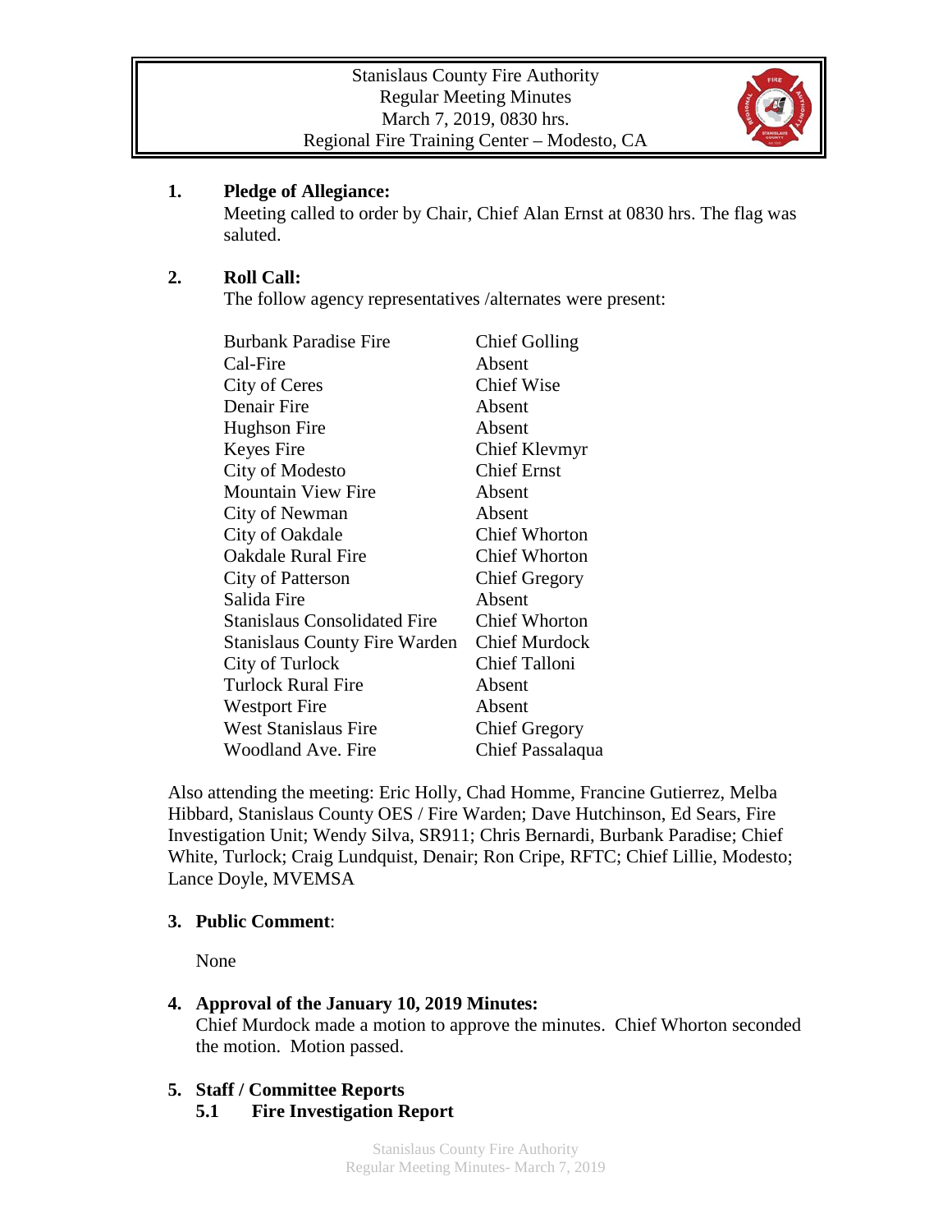Stanislaus County Fire Authority
Regular Meeting Minutes
March 7, 2019, 0830 hrs.
Regional Fire Training Center – Modesto, CA

**1. Pledge of Allegiance:**
Meeting called to order by Chair, Chief Alan Ernst at 0830 hrs. The flag was saluted.

**2. Roll Call:**
The follow agency representatives /alternates were present:

| | |
|---|---|
| Burbank Paradise Fire | Chief Golling |
| Cal-Fire | Absent |
| City of Ceres | Chief Wise |
| Denair Fire | Absent |
| Hughson Fire | Absent |
| Keyes Fire | Chief Klevmyr |
| City of Modesto | Chief Ernst |
| Mountain View Fire | Absent |
| City of Newman | Absent |
| City of Oakdale | Chief Whorton |
| Oakdale Rural Fire | Chief Whorton |
| City of Patterson | Chief Gregory |
| Salida Fire | Absent |
| Stanislaus Consolidated Fire | Chief Whorton |
| Stanislaus County Fire Warden | Chief Murdock |
| City of Turlock | Chief Talloni |
| Turlock Rural Fire | Absent |
| Westport Fire | Absent |
| West Stanislaus Fire | Chief Gregory |
| Woodland Ave. Fire | Chief Passalaqua |

Also attending the meeting: Eric Holly, Chad Homme, Francine Gutierrez, Melba Hibbard, Stanislaus County OES / Fire Warden; Dave Hutchinson, Ed Sears, Fire Investigation Unit; Wendy Silva, SR911; Chris Bernardi, Burbank Paradise; Chief White, Turlock; Craig Lundquist, Denair; Ron Cripe, RFTC; Chief Lillie, Modesto; Lance Doyle, MVEMSA

**3. Public Comment**:

None

**4. Approval of the January 10, 2019 Minutes:**
Chief Murdock made a motion to approve the minutes. Chief Whorton seconded the motion. Motion passed.

**5. Staff / Committee Reports**

**5.1 Fire Investigation Report**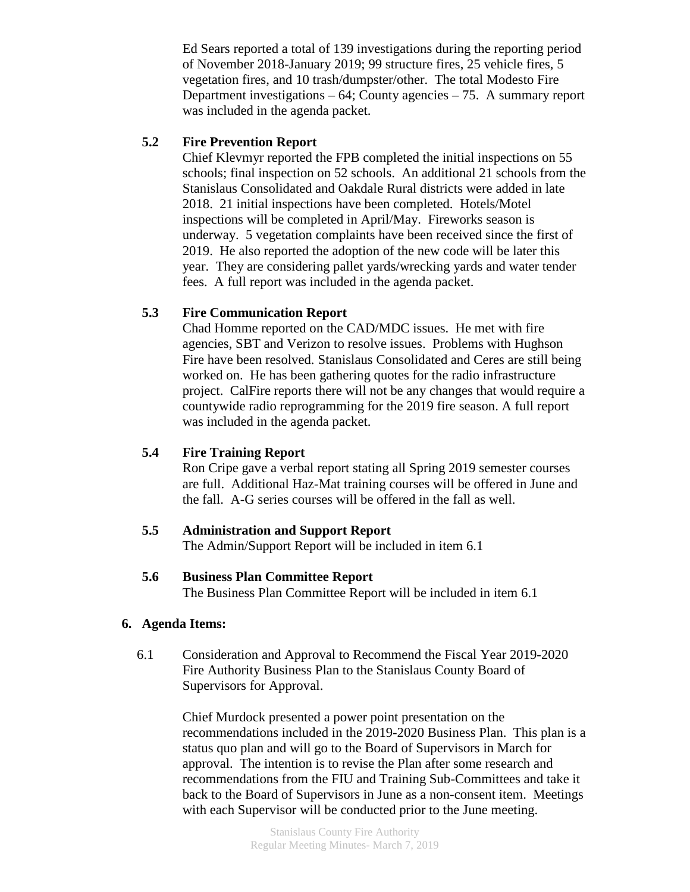Ed Sears reported a total of 139 investigations during the reporting period of November 2018-January 2019; 99 structure fires, 25 vehicle fires, 5 vegetation fires, and 10 trash/dumpster/other. The total Modesto Fire Department investigations – 64; County agencies – 75. A summary report was included in the agenda packet.

**5.2 Fire Prevention Report**

Chief Klevmyr reported the FPB completed the initial inspections on 55 schools; final inspection on 52 schools. An additional 21 schools from the Stanislaus Consolidated and Oakdale Rural districts were added in late 2018. 21 initial inspections have been completed. Hotels/Motel inspections will be completed in April/May. Fireworks season is underway. 5 vegetation complaints have been received since the first of 2019. He also reported the adoption of the new code will be later this year. They are considering pallet yards/wrecking yards and water tender fees. A full report was included in the agenda packet.

**5.3 Fire Communication Report**

Chad Homme reported on the CAD/MDC issues. He met with fire agencies, SBT and Verizon to resolve issues. Problems with Hughson Fire have been resolved. Stanislaus Consolidated and Ceres are still being worked on. He has been gathering quotes for the radio infrastructure project. CalFire reports there will not be any changes that would require a countywide radio reprogramming for the 2019 fire season. A full report was included in the agenda packet.

**5.4 Fire Training Report**

Ron Cripe gave a verbal report stating all Spring 2019 semester courses are full. Additional Haz-Mat training courses will be offered in June and the fall. A-G series courses will be offered in the fall as well.

**5.5 Administration and Support Report**

The Admin/Support Report will be included in item 6.1

**5.6 Business Plan Committee Report**

The Business Plan Committee Report will be included in item 6.1

## 6. Agenda Items:

6.1 Consideration and Approval to Recommend the Fiscal Year 2019-2020 Fire Authority Business Plan to the Stanislaus County Board of Supervisors for Approval.

Chief Murdock presented a power point presentation on the recommendations included in the 2019-2020 Business Plan. This plan is a status quo plan and will go to the Board of Supervisors in March for approval. The intention is to revise the Plan after some research and recommendations from the FIU and Training Sub-Committees and take it back to the Board of Supervisors in June as a non-consent item. Meetings with each Supervisor will be conducted prior to the June meeting.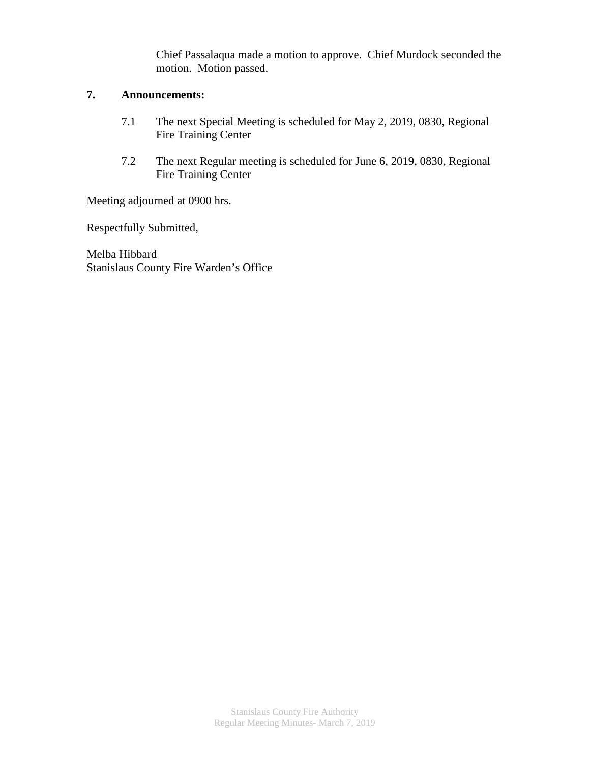Chief Passalaqua made a motion to approve. Chief Murdock seconded the motion. Motion passed.

**7. Announcements:**

7.1 The next Special Meeting is scheduled for May 2, 2019, 0830, Regional Fire Training Center

7.2 The next Regular meeting is scheduled for June 6, 2019, 0830, Regional Fire Training Center

Meeting adjourned at 0900 hrs.

Respectfully Submitted,

Melba Hibbard
Stanislaus County Fire Warden's Office